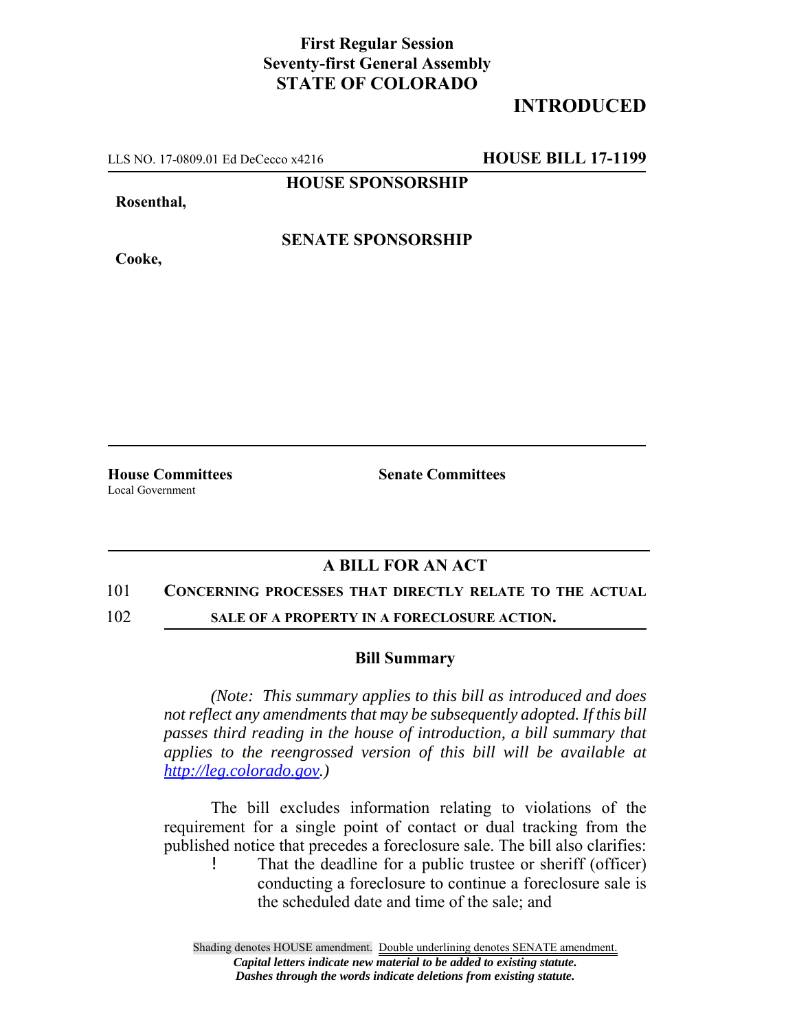**First Regular Session**
**Seventy-first General Assembly**
**STATE OF COLORADO**

**INTRODUCED**

LLS NO. 17-0809.01 Ed DeCecco x4216 **HOUSE BILL 17-1199**

**HOUSE SPONSORSHIP**

**Rosenthal,**

**SENATE SPONSORSHIP**

**Cooke,**

**House Committees**
Local Government

**Senate Committees**

## A BILL FOR AN ACT

101 **CONCERNING PROCESSES THAT DIRECTLY RELATE TO THE ACTUAL**
102 **SALE OF A PROPERTY IN A FORECLOSURE ACTION.**

### Bill Summary

*(Note: This summary applies to this bill as introduced and does not reflect any amendments that may be subsequently adopted. If this bill passes third reading in the house of introduction, a bill summary that applies to the reengrossed version of this bill will be available at http://leg.colorado.gov.)*

The bill excludes information relating to violations of the requirement for a single point of contact or dual tracking from the published notice that precedes a foreclosure sale. The bill also clarifies:

- That the deadline for a public trustee or sheriff (officer) conducting a foreclosure to continue a foreclosure sale is the scheduled date and time of the sale; and

Shading denotes HOUSE amendment. Double underlining denotes SENATE amendment.
*Capital letters indicate new material to be added to existing statute.*
*Dashes through the words indicate deletions from existing statute.*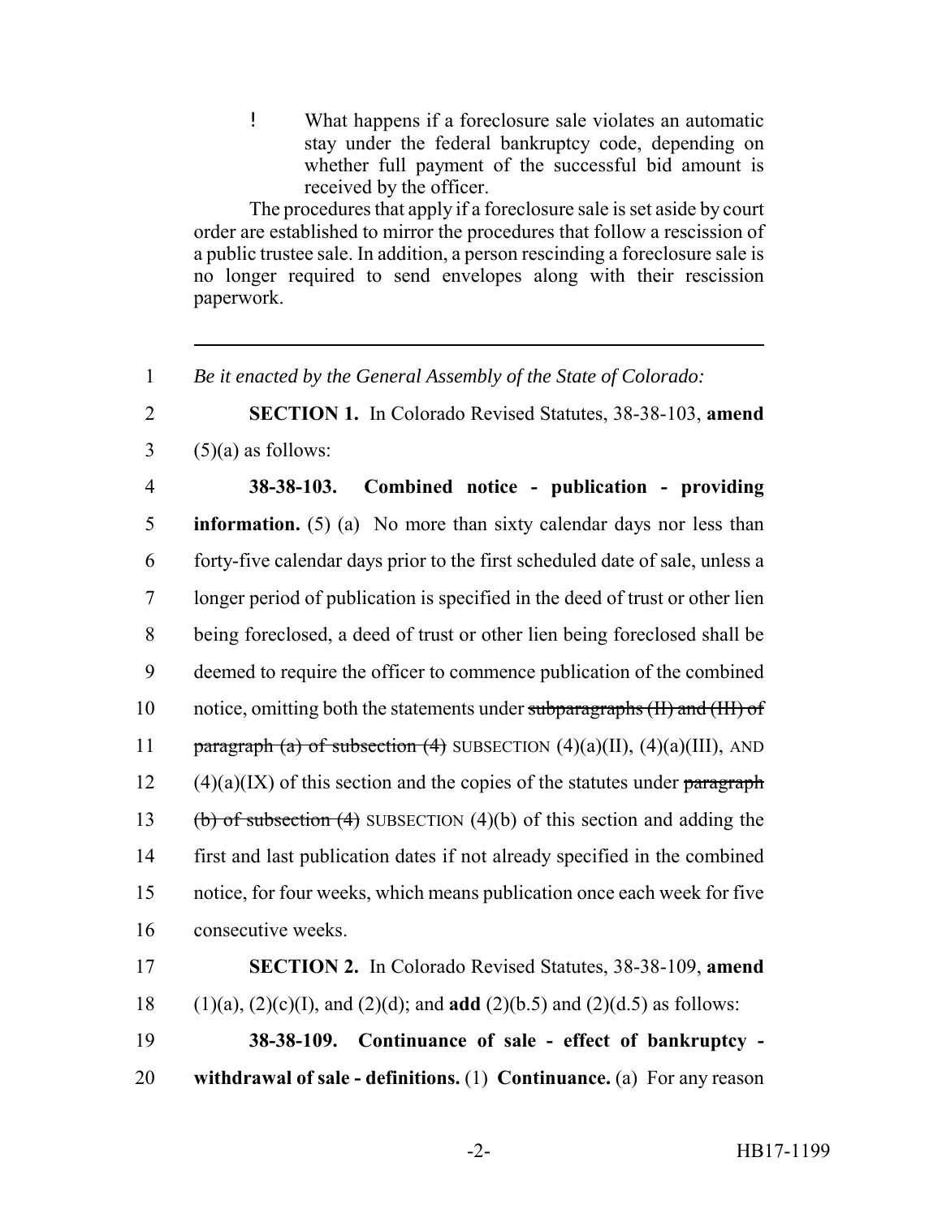- What happens if a foreclosure sale violates an automatic stay under the federal bankruptcy code, depending on whether full payment of the successful bid amount is received by the officer.

The procedures that apply if a foreclosure sale is set aside by court order are established to mirror the procedures that follow a rescission of a public trustee sale. In addition, a person rescinding a foreclosure sale is no longer required to send envelopes along with their rescission paperwork.

---

1 *Be it enacted by the General Assembly of the State of Colorado:*

2 **SECTION 1.** In Colorado Revised Statutes, 38-38-103, **amend**
3 (5)(a) as follows:

4 **38-38-103. Combined notice - publication - providing**
5 **information.** (5) (a) No more than sixty calendar days nor less than
6 forty-five calendar days prior to the first scheduled date of sale, unless a
7 longer period of publication is specified in the deed of trust or other lien
8 being foreclosed, a deed of trust or other lien being foreclosed shall be
9 deemed to require the officer to commence publication of the combined
10 notice, omitting both the statements under ~~subparagraphs (II) and (III) of~~
11 ~~paragraph (a) of subsection (4)~~ SUBSECTION (4)(a)(II), (4)(a)(III), AND
12 (4)(a)(IX) of this section and the copies of the statutes under ~~paragraph~~
13 ~~(b) of subsection (4)~~ SUBSECTION (4)(b) of this section and adding the
14 first and last publication dates if not already specified in the combined
15 notice, for four weeks, which means publication once each week for five
16 consecutive weeks.

17 **SECTION 2.** In Colorado Revised Statutes, 38-38-109, **amend**
18 (1)(a), (2)(c)(I), and (2)(d); and **add** (2)(b.5) and (2)(d.5) as follows:

19 **38-38-109. Continuance of sale - effect of bankruptcy -**
20 **withdrawal of sale - definitions.** (1) **Continuance.** (a) For any reason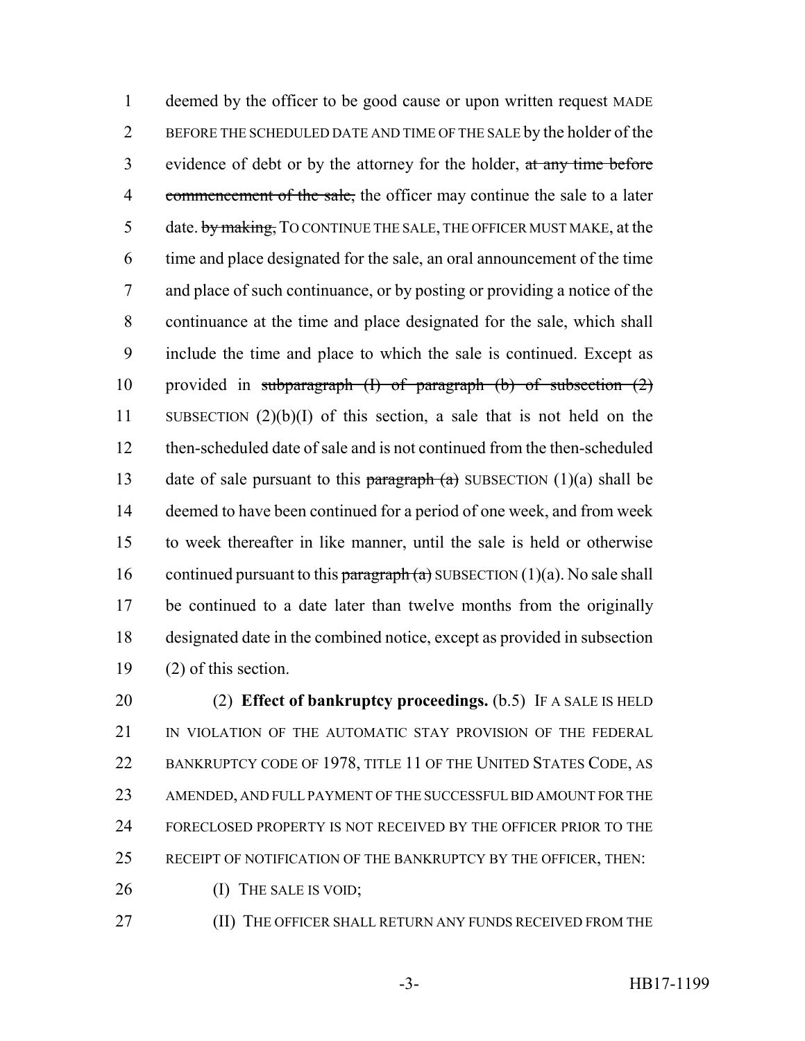deemed by the officer to be good cause or upon written request MADE BEFORE THE SCHEDULED DATE AND TIME OF THE SALE by the holder of the evidence of debt or by the attorney for the holder, ~~at any time before commencement of the sale,~~ the officer may continue the sale to a later date. ~~by making,~~ TO CONTINUE THE SALE, THE OFFICER MUST MAKE, at the time and place designated for the sale, an oral announcement of the time and place of such continuance, or by posting or providing a notice of the continuance at the time and place designated for the sale, which shall include the time and place to which the sale is continued. Except as provided in ~~subparagraph (I) of paragraph (b) of subsection (2)~~ SUBSECTION (2)(b)(I) of this section, a sale that is not held on the then-scheduled date of sale and is not continued from the then-scheduled date of sale pursuant to this ~~paragraph (a)~~ SUBSECTION (1)(a) shall be deemed to have been continued for a period of one week, and from week to week thereafter in like manner, until the sale is held or otherwise continued pursuant to this ~~paragraph (a)~~ SUBSECTION (1)(a). No sale shall be continued to a date later than twelve months from the originally designated date in the combined notice, except as provided in subsection (2) of this section.

(2) **Effect of bankruptcy proceedings.** (b.5) IF A SALE IS HELD IN VIOLATION OF THE AUTOMATIC STAY PROVISION OF THE FEDERAL BANKRUPTCY CODE OF 1978, TITLE 11 OF THE UNITED STATES CODE, AS AMENDED, AND FULL PAYMENT OF THE SUCCESSFUL BID AMOUNT FOR THE FORECLOSED PROPERTY IS NOT RECEIVED BY THE OFFICER PRIOR TO THE RECEIPT OF NOTIFICATION OF THE BANKRUPTCY BY THE OFFICER, THEN:

(I) THE SALE IS VOID;

(II) THE OFFICER SHALL RETURN ANY FUNDS RECEIVED FROM THE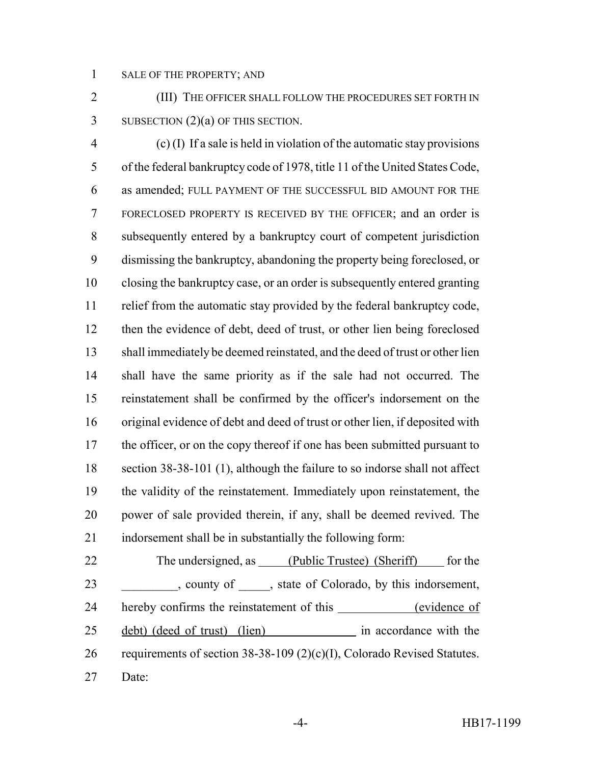SALE OF THE PROPERTY; AND

(III) THE OFFICER SHALL FOLLOW THE PROCEDURES SET FORTH IN SUBSECTION (2)(a) OF THIS SECTION.

(c) (I) If a sale is held in violation of the automatic stay provisions of the federal bankruptcy code of 1978, title 11 of the United States Code, as amended; FULL PAYMENT OF THE SUCCESSFUL BID AMOUNT FOR THE FORECLOSED PROPERTY IS RECEIVED BY THE OFFICER; and an order is subsequently entered by a bankruptcy court of competent jurisdiction dismissing the bankruptcy, abandoning the property being foreclosed, or closing the bankruptcy case, or an order is subsequently entered granting relief from the automatic stay provided by the federal bankruptcy code, then the evidence of debt, deed of trust, or other lien being foreclosed shall immediately be deemed reinstated, and the deed of trust or other lien shall have the same priority as if the sale had not occurred. The reinstatement shall be confirmed by the officer's indorsement on the original evidence of debt and deed of trust or other lien, if deposited with the officer, or on the copy thereof if one has been submitted pursuant to section 38-38-101 (1), although the failure to so indorse shall not affect the validity of the reinstatement. Immediately upon reinstatement, the power of sale provided therein, if any, shall be deemed revived. The indorsement shall be in substantially the following form:

The undersigned, as (Public Trustee) (Sheriff) for the _________, county of _____, state of Colorado, by this indorsement, hereby confirms the reinstatement of this (evidence of debt) (deed of trust) (lien) in accordance with the requirements of section 38-38-109 (2)(c)(I), Colorado Revised Statutes. Date: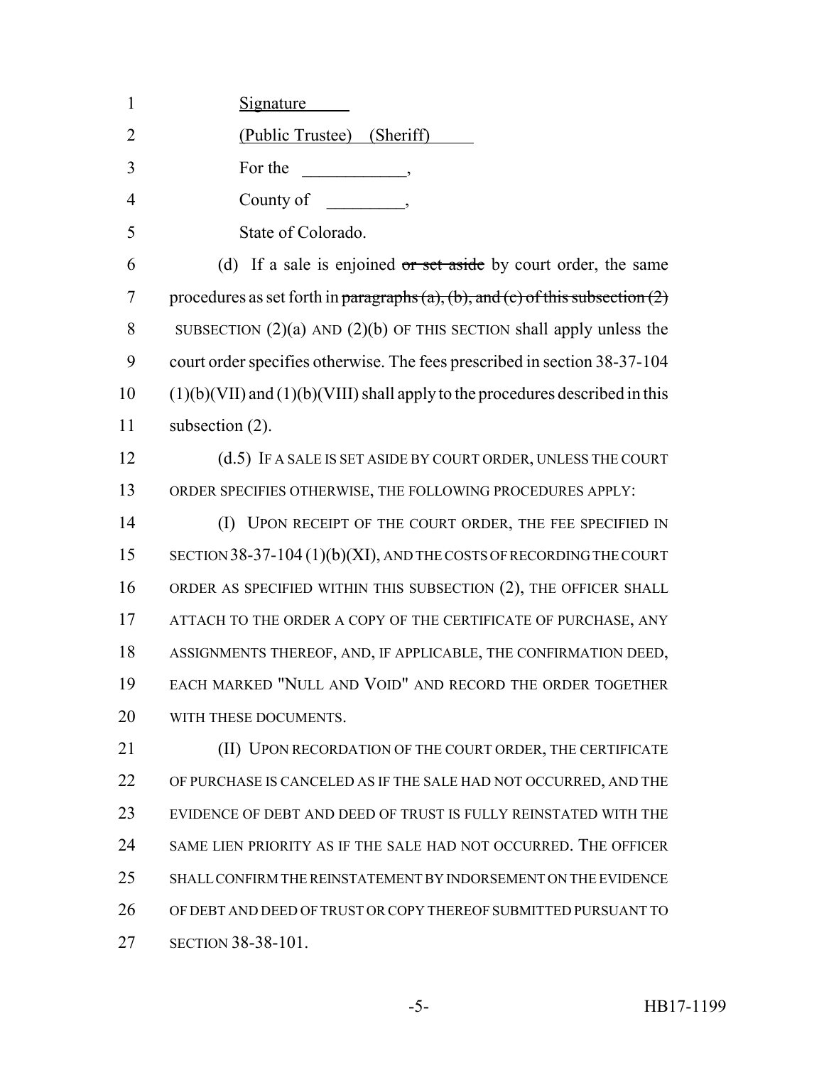Signature

(Public Trustee) (Sheriff)

For the \_\_\_\_\_\_\_\_\_\_\_\_,

County of \_\_\_\_\_\_\_\_\_,

State of Colorado.

(d) If a sale is enjoined ~~or set aside~~ by court order, the same procedures as set forth in ~~paragraphs (a), (b), and (c) of this subsection (2)~~ SUBSECTION (2)(a) AND (2)(b) OF THIS SECTION shall apply unless the court order specifies otherwise. The fees prescribed in section 38-37-104 (1)(b)(VII) and (1)(b)(VIII) shall apply to the procedures described in this subsection (2).

(d.5) IF A SALE IS SET ASIDE BY COURT ORDER, UNLESS THE COURT ORDER SPECIFIES OTHERWISE, THE FOLLOWING PROCEDURES APPLY:

(I) UPON RECEIPT OF THE COURT ORDER, THE FEE SPECIFIED IN SECTION 38-37-104 (1)(b)(XI), AND THE COSTS OF RECORDING THE COURT ORDER AS SPECIFIED WITHIN THIS SUBSECTION (2), THE OFFICER SHALL ATTACH TO THE ORDER A COPY OF THE CERTIFICATE OF PURCHASE, ANY ASSIGNMENTS THEREOF, AND, IF APPLICABLE, THE CONFIRMATION DEED, EACH MARKED "NULL AND VOID" AND RECORD THE ORDER TOGETHER WITH THESE DOCUMENTS.

(II) UPON RECORDATION OF THE COURT ORDER, THE CERTIFICATE OF PURCHASE IS CANCELED AS IF THE SALE HAD NOT OCCURRED, AND THE EVIDENCE OF DEBT AND DEED OF TRUST IS FULLY REINSTATED WITH THE SAME LIEN PRIORITY AS IF THE SALE HAD NOT OCCURRED. THE OFFICER SHALL CONFIRM THE REINSTATEMENT BY INDORSEMENT ON THE EVIDENCE OF DEBT AND DEED OF TRUST OR COPY THEREOF SUBMITTED PURSUANT TO SECTION 38-38-101.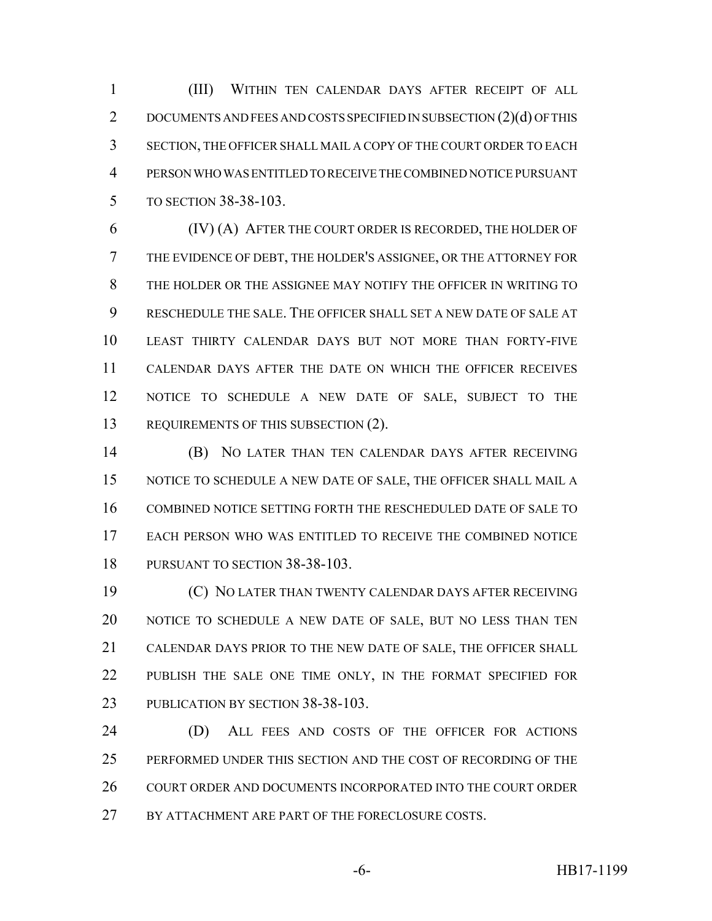(III) WITHIN TEN CALENDAR DAYS AFTER RECEIPT OF ALL DOCUMENTS AND FEES AND COSTS SPECIFIED IN SUBSECTION (2)(d) OF THIS SECTION, THE OFFICER SHALL MAIL A COPY OF THE COURT ORDER TO EACH PERSON WHO WAS ENTITLED TO RECEIVE THE COMBINED NOTICE PURSUANT TO SECTION 38-38-103.

(IV) (A) AFTER THE COURT ORDER IS RECORDED, THE HOLDER OF THE EVIDENCE OF DEBT, THE HOLDER'S ASSIGNEE, OR THE ATTORNEY FOR THE HOLDER OR THE ASSIGNEE MAY NOTIFY THE OFFICER IN WRITING TO RESCHEDULE THE SALE. THE OFFICER SHALL SET A NEW DATE OF SALE AT LEAST THIRTY CALENDAR DAYS BUT NOT MORE THAN FORTY-FIVE CALENDAR DAYS AFTER THE DATE ON WHICH THE OFFICER RECEIVES NOTICE TO SCHEDULE A NEW DATE OF SALE, SUBJECT TO THE REQUIREMENTS OF THIS SUBSECTION (2).

(B) NO LATER THAN TEN CALENDAR DAYS AFTER RECEIVING NOTICE TO SCHEDULE A NEW DATE OF SALE, THE OFFICER SHALL MAIL A COMBINED NOTICE SETTING FORTH THE RESCHEDULED DATE OF SALE TO EACH PERSON WHO WAS ENTITLED TO RECEIVE THE COMBINED NOTICE PURSUANT TO SECTION 38-38-103.

(C) NO LATER THAN TWENTY CALENDAR DAYS AFTER RECEIVING NOTICE TO SCHEDULE A NEW DATE OF SALE, BUT NO LESS THAN TEN CALENDAR DAYS PRIOR TO THE NEW DATE OF SALE, THE OFFICER SHALL PUBLISH THE SALE ONE TIME ONLY, IN THE FORMAT SPECIFIED FOR PUBLICATION BY SECTION 38-38-103.

(D) ALL FEES AND COSTS OF THE OFFICER FOR ACTIONS PERFORMED UNDER THIS SECTION AND THE COST OF RECORDING OF THE COURT ORDER AND DOCUMENTS INCORPORATED INTO THE COURT ORDER BY ATTACHMENT ARE PART OF THE FORECLOSURE COSTS.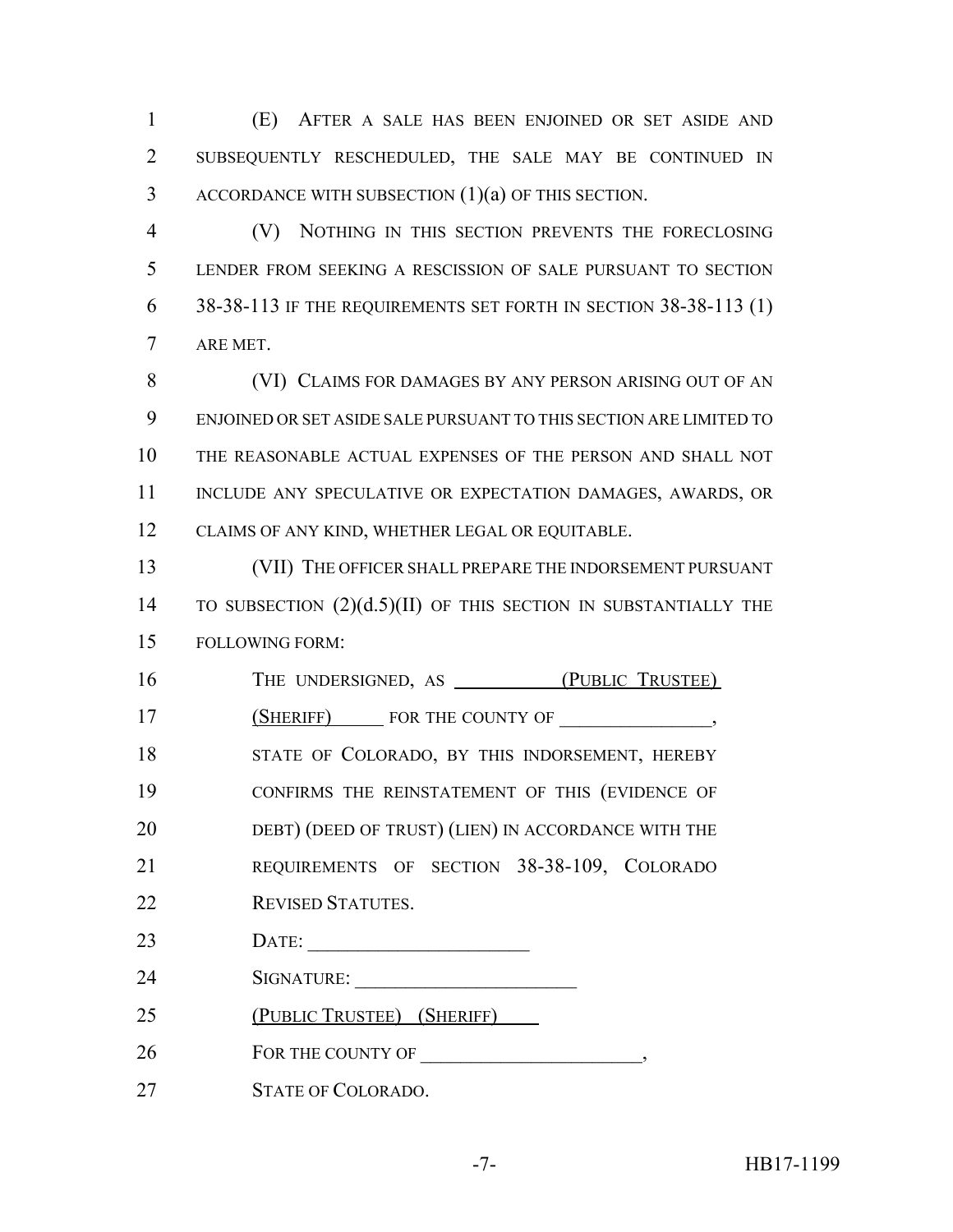(E) AFTER A SALE HAS BEEN ENJOINED OR SET ASIDE AND SUBSEQUENTLY RESCHEDULED, THE SALE MAY BE CONTINUED IN ACCORDANCE WITH SUBSECTION (1)(a) OF THIS SECTION.

(V) NOTHING IN THIS SECTION PREVENTS THE FORECLOSING LENDER FROM SEEKING A RESCISSION OF SALE PURSUANT TO SECTION 38-38-113 IF THE REQUIREMENTS SET FORTH IN SECTION 38-38-113 (1) ARE MET.

(VI) CLAIMS FOR DAMAGES BY ANY PERSON ARISING OUT OF AN ENJOINED OR SET ASIDE SALE PURSUANT TO THIS SECTION ARE LIMITED TO THE REASONABLE ACTUAL EXPENSES OF THE PERSON AND SHALL NOT INCLUDE ANY SPECULATIVE OR EXPECTATION DAMAGES, AWARDS, OR CLAIMS OF ANY KIND, WHETHER LEGAL OR EQUITABLE.

(VII) THE OFFICER SHALL PREPARE THE INDORSEMENT PURSUANT TO SUBSECTION (2)(d.5)(II) OF THIS SECTION IN SUBSTANTIALLY THE FOLLOWING FORM:

> THE UNDERSIGNED, AS (PUBLIC TRUSTEE) (SHERIFF) FOR THE COUNTY OF ________________, STATE OF COLORADO, BY THIS INDORSEMENT, HEREBY CONFIRMS THE REINSTATEMENT OF THIS (EVIDENCE OF DEBT) (DEED OF TRUST) (LIEN) IN ACCORDANCE WITH THE REQUIREMENTS OF SECTION 38-38-109, COLORADO REVISED STATUTES.
>
> DATE: ______________________
>
> SIGNATURE: ______________________
>
> (PUBLIC TRUSTEE) (SHERIFF)
>
> FOR THE COUNTY OF ______________________,
>
> STATE OF COLORADO.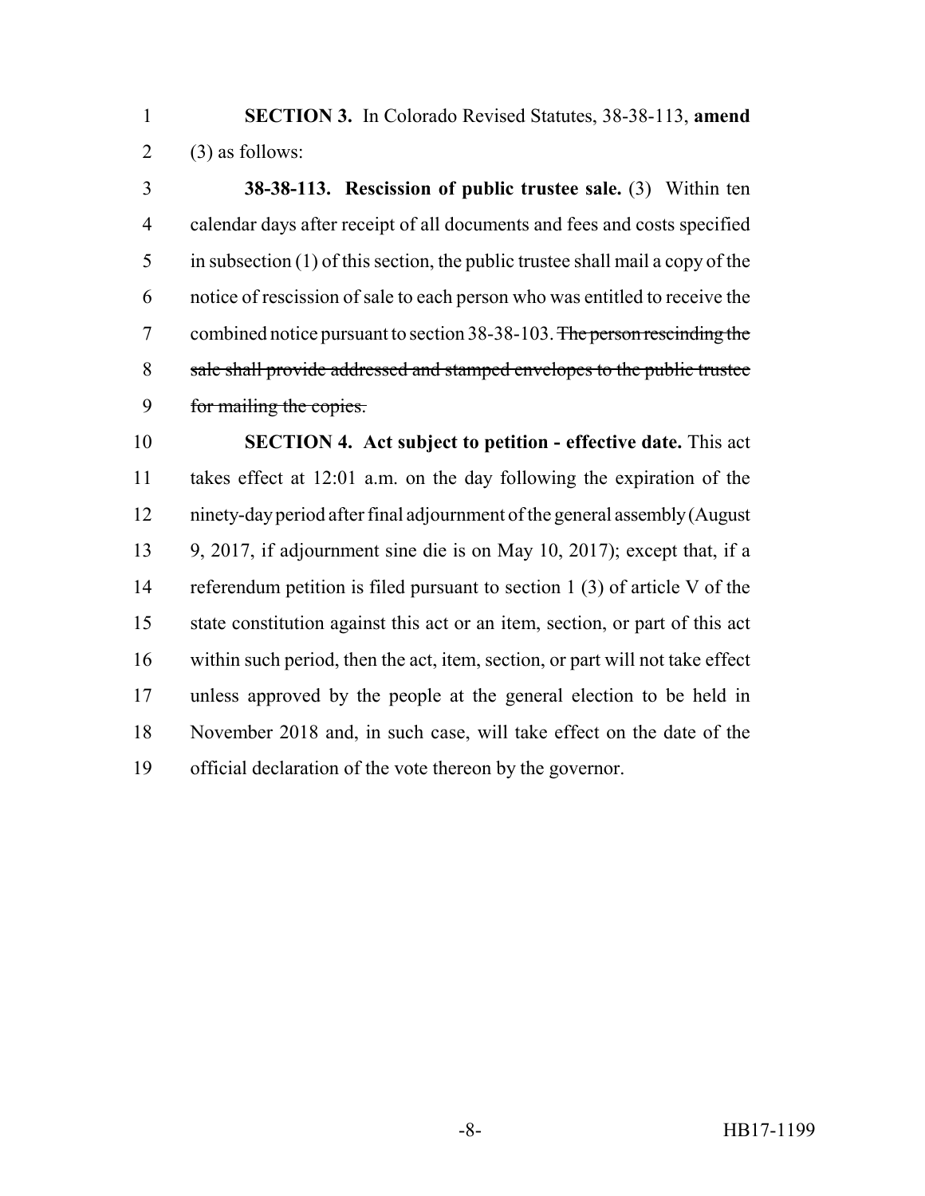**SECTION 3.** In Colorado Revised Statutes, 38-38-113, **amend** (3) as follows:

**38-38-113. Rescission of public trustee sale.** (3) Within ten calendar days after receipt of all documents and fees and costs specified in subsection (1) of this section, the public trustee shall mail a copy of the notice of rescission of sale to each person who was entitled to receive the combined notice pursuant to section 38-38-103. ~~The person rescinding the sale shall provide addressed and stamped envelopes to the public trustee for mailing the copies.~~

**SECTION 4. Act subject to petition - effective date.** This act takes effect at 12:01 a.m. on the day following the expiration of the ninety-day period after final adjournment of the general assembly (August 9, 2017, if adjournment sine die is on May 10, 2017); except that, if a referendum petition is filed pursuant to section 1 (3) of article V of the state constitution against this act or an item, section, or part of this act within such period, then the act, item, section, or part will not take effect unless approved by the people at the general election to be held in November 2018 and, in such case, will take effect on the date of the official declaration of the vote thereon by the governor.